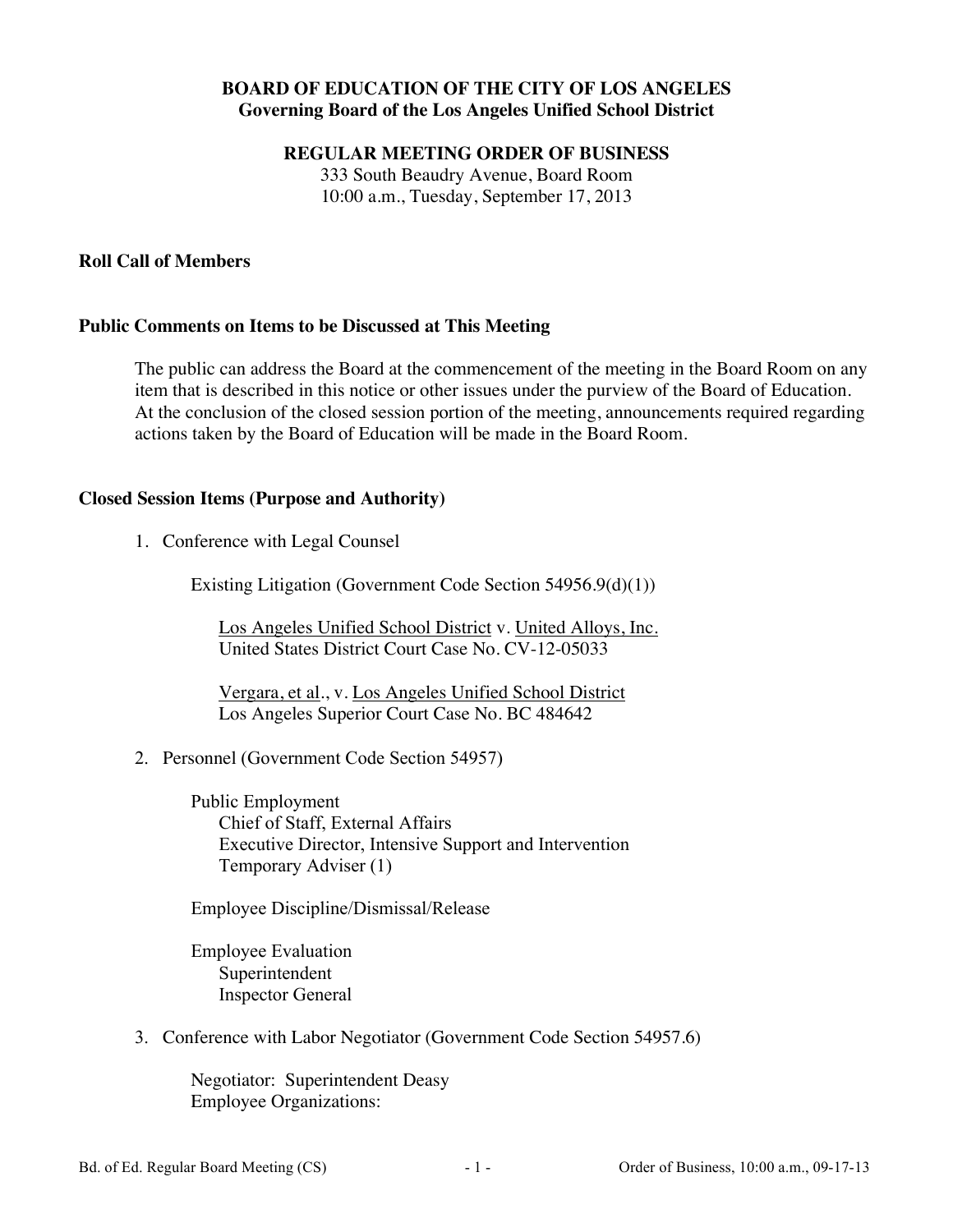**BOARD OF EDUCATION OF THE CITY OF LOS ANGELES**
**Governing Board of the Los Angeles Unified School District**

**REGULAR MEETING ORDER OF BUSINESS**
333 South Beaudry Avenue, Board Room
10:00 a.m., Tuesday, September 17, 2013

## Roll Call of Members

## Public Comments on Items to be Discussed at This Meeting

The public can address the Board at the commencement of the meeting in the Board Room on any item that is described in this notice or other issues under the purview of the Board of Education. At the conclusion of the closed session portion of the meeting, announcements required regarding actions taken by the Board of Education will be made in the Board Room.

## Closed Session Items (Purpose and Authority)

1. Conference with Legal Counsel

    Existing Litigation (Government Code Section 54956.9(d)(1))

    Los Angeles Unified School District v. United Alloys, Inc.
    United States District Court Case No. CV-12-05033

    Vergara, et al., v. Los Angeles Unified School District
    Los Angeles Superior Court Case No. BC 484642

2. Personnel (Government Code Section 54957)

    Public Employment
    - Chief of Staff, External Affairs
    - Executive Director, Intensive Support and Intervention
    - Temporary Adviser (1)

    Employee Discipline/Dismissal/Release

    Employee Evaluation
    - Superintendent
    - Inspector General

3. Conference with Labor Negotiator (Government Code Section 54957.6)

    Negotiator: Superintendent Deasy
    Employee Organizations: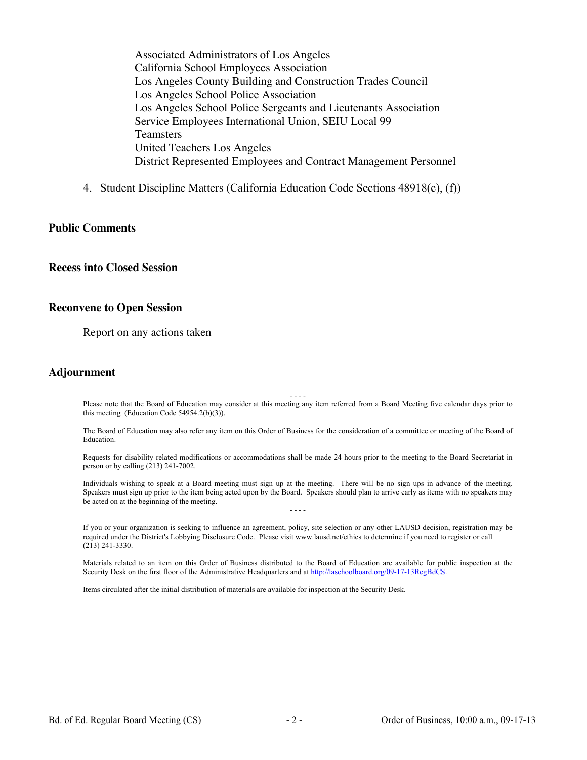Associated Administrators of Los Angeles
California School Employees Association
Los Angeles County Building and Construction Trades Council
Los Angeles School Police Association
Los Angeles School Police Sergeants and Lieutenants Association
Service Employees International Union, SEIU Local 99
Teamsters
United Teachers Los Angeles
District Represented Employees and Contract Management Personnel

4. Student Discipline Matters (California Education Code Sections 48918(c), (f))

## Public Comments

## Recess into Closed Session

## Reconvene to Open Session

Report on any actions taken

## Adjournment

- - - -

Please note that the Board of Education may consider at this meeting any item referred from a Board Meeting five calendar days prior to this meeting (Education Code 54954.2(b)(3)).

The Board of Education may also refer any item on this Order of Business for the consideration of a committee or meeting of the Board of Education.

Requests for disability related modifications or accommodations shall be made 24 hours prior to the meeting to the Board Secretariat in person or by calling (213) 241-7002.

Individuals wishing to speak at a Board meeting must sign up at the meeting. There will be no sign ups in advance of the meeting. Speakers must sign up prior to the item being acted upon by the Board. Speakers should plan to arrive early as items with no speakers may be acted on at the beginning of the meeting.

- - - -

If you or your organization is seeking to influence an agreement, policy, site selection or any other LAUSD decision, registration may be required under the District's Lobbying Disclosure Code. Please visit www.lausd.net/ethics to determine if you need to register or call (213) 241-3330.

Materials related to an item on this Order of Business distributed to the Board of Education are available for public inspection at the Security Desk on the first floor of the Administrative Headquarters and at http://laschoolboard.org/09-17-13RegBdCS.

Items circulated after the initial distribution of materials are available for inspection at the Security Desk.